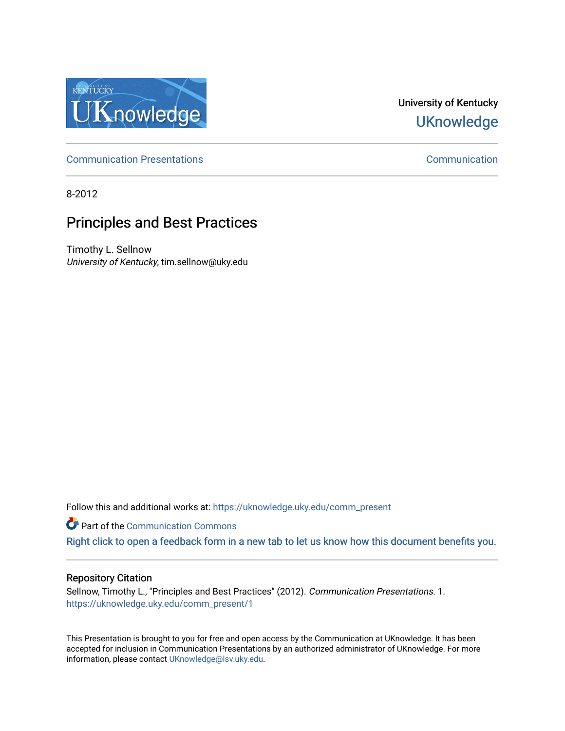University of Kentucky
UKnowledge

Communication Presentations | Communication

8-2012

# Principles and Best Practices

Timothy L. Sellnow
*University of Kentucky*, tim.sellnow@uky.edu

Follow this and additional works at: https://uknowledge.uky.edu/comm_present

Part of the Communication Commons

Right click to open a feedback form in a new tab to let us know how this document benefits you.

## Repository Citation

Sellnow, Timothy L., "Principles and Best Practices" (2012). *Communication Presentations*. 1.
https://uknowledge.uky.edu/comm_present/1

This Presentation is brought to you for free and open access by the Communication at UKnowledge. It has been accepted for inclusion in Communication Presentations by an authorized administrator of UKnowledge. For more information, please contact UKnowledge@lsv.uky.edu.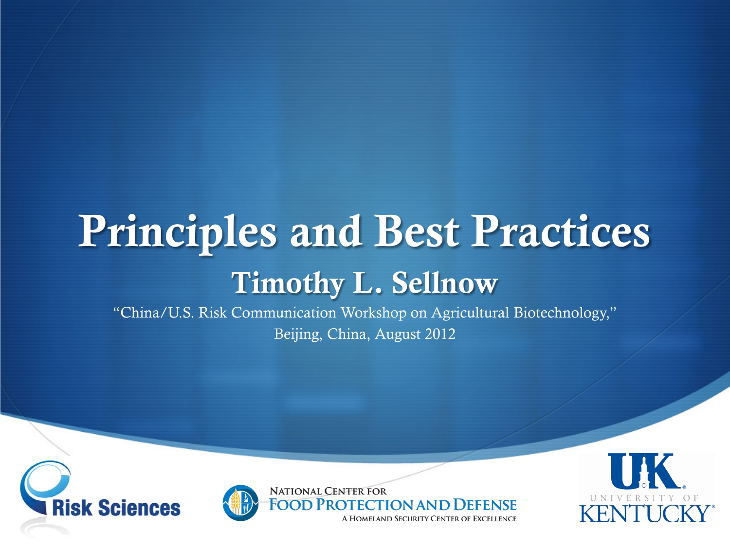# Principles and Best Practices

## Timothy L. Sellnow

"China/U.S. Risk Communication Workshop on Agricultural Biotechnology,"

Beijing, China, August 2012

Risk Sciences

NATIONAL CENTER FOR FOOD PROTECTION AND DEFENSE

A HOMELAND SECURITY CENTER OF EXCELLENCE

UK UNIVERSITY OF KENTUCKY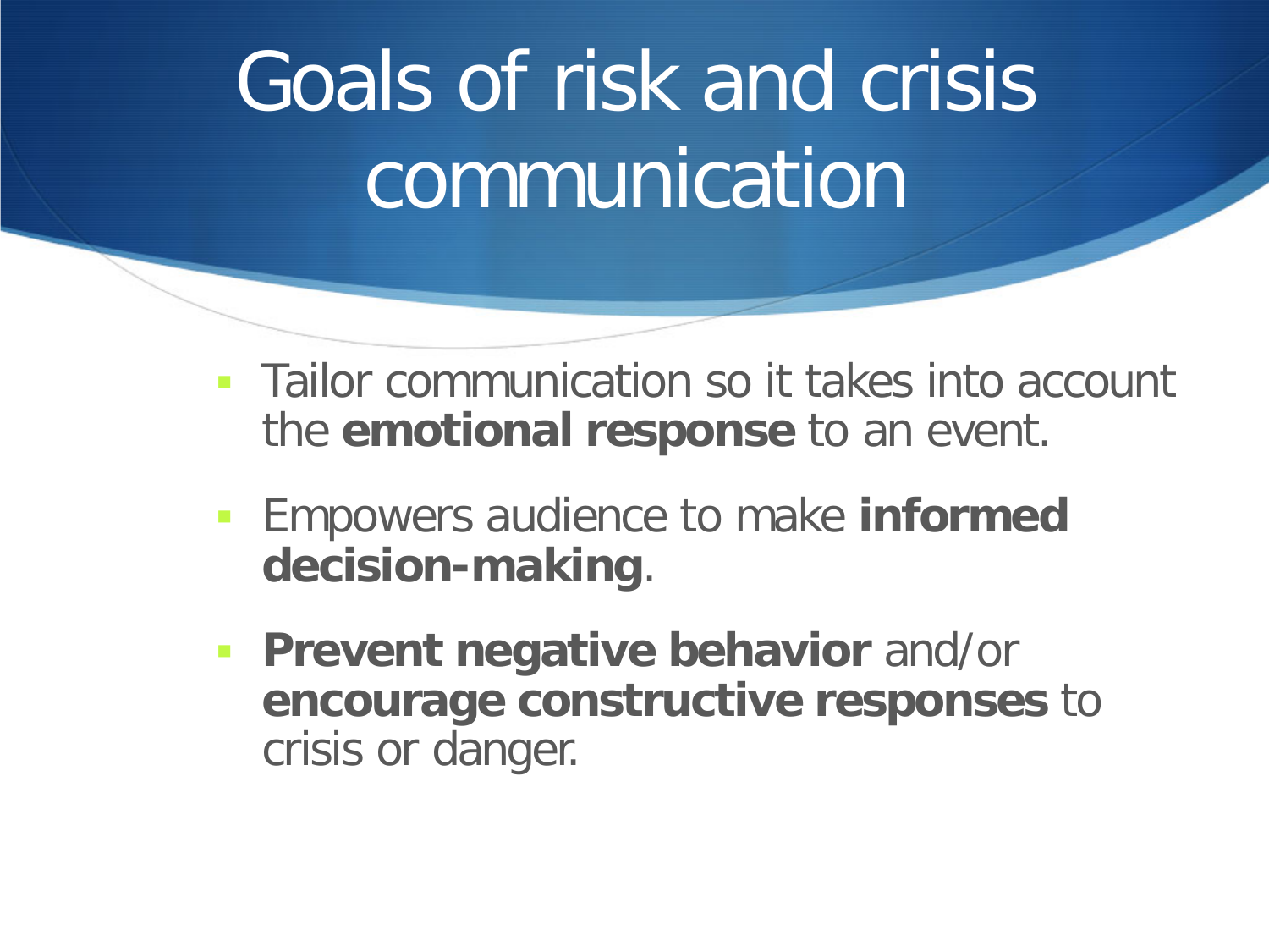# Goals of risk and crisis communication

- Tailor communication so it takes into account the **emotional response** to an event.
- Empowers audience to make **informed decision-making**.
- **Prevent negative behavior** and/or **encourage constructive responses** to crisis or danger.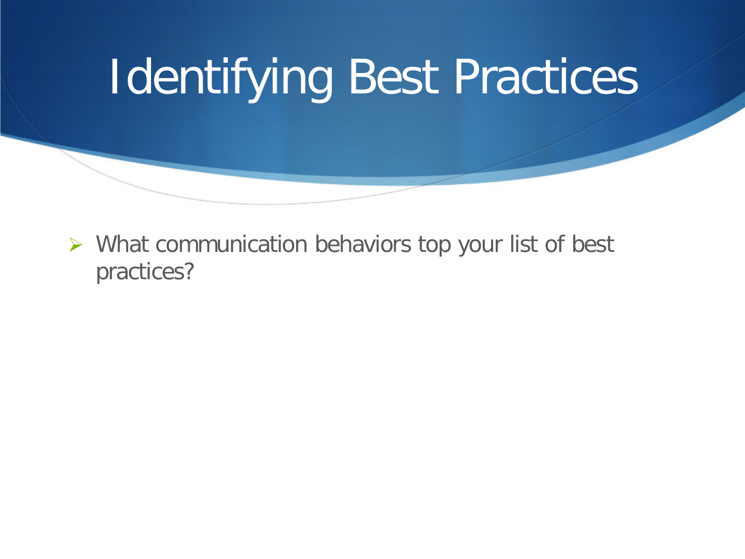# Identifying Best Practices

- What communication behaviors top your list of best practices?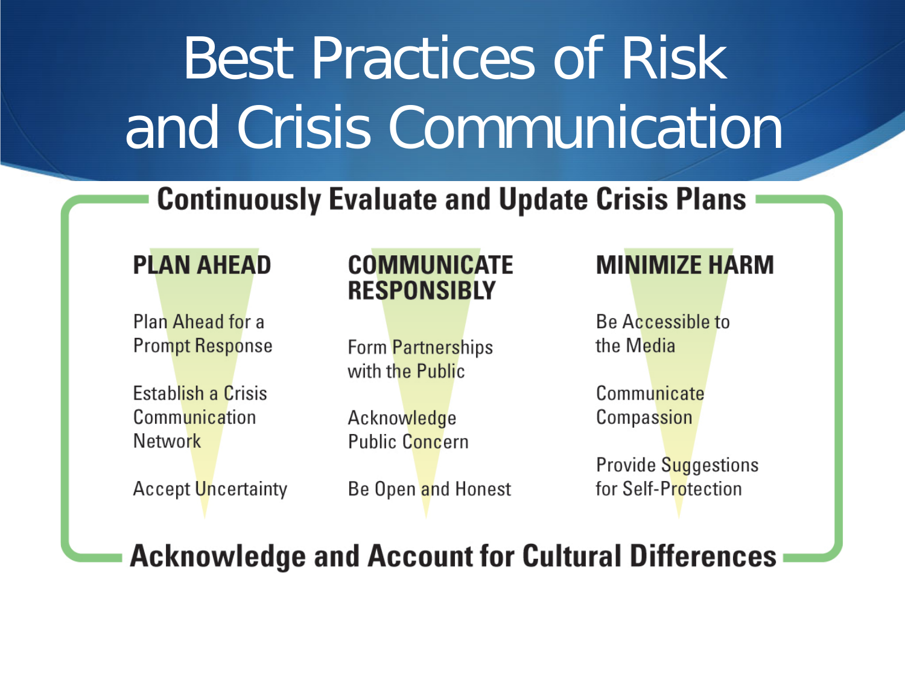# Best Practices of Risk and Crisis Communication

## Continuously Evaluate and Update Crisis Plans

### PLAN AHEAD

- Plan Ahead for a Prompt Response
- Establish a Crisis Communication Network
- Accept Uncertainty

### COMMUNICATE RESPONSIBLY

- Form Partnerships with the Public
- Acknowledge Public Concern
- Be Open and Honest

### MINIMIZE HARM

- Be Accessible to the Media
- Communicate Compassion
- Provide Suggestions for Self-Protection

## Acknowledge and Account for Cultural Differences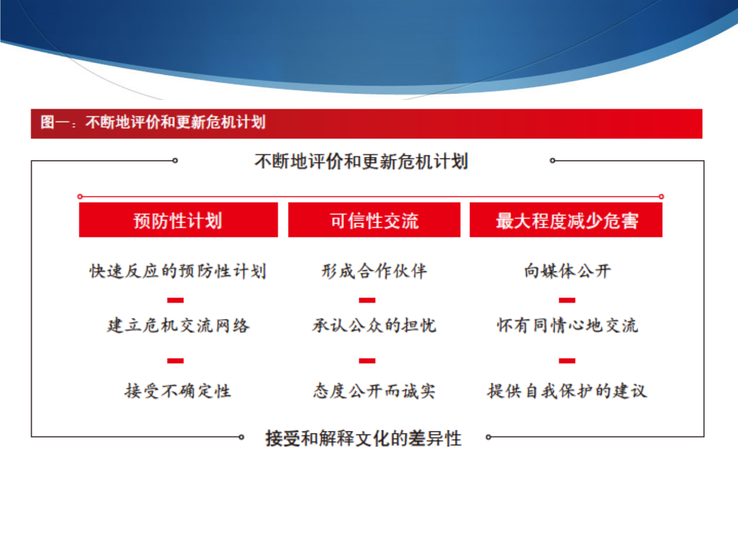**图一：不断地评价和更新危机计划**

## 不断地评价和更新危机计划

| 预防性计划 | 可信性交流 | 最大程度减少危害 |
| --- | --- | --- |
| 快速反应的预防性计划 | 形成合作伙伴 | 向媒体公开 |
| 建立危机交流网络 | 承认公众的担忧 | 怀有同情心地交流 |
| 接受不确定性 | 态度公开而诚实 | 提供自我保护的建议 |

**接受和解释文化的差异性**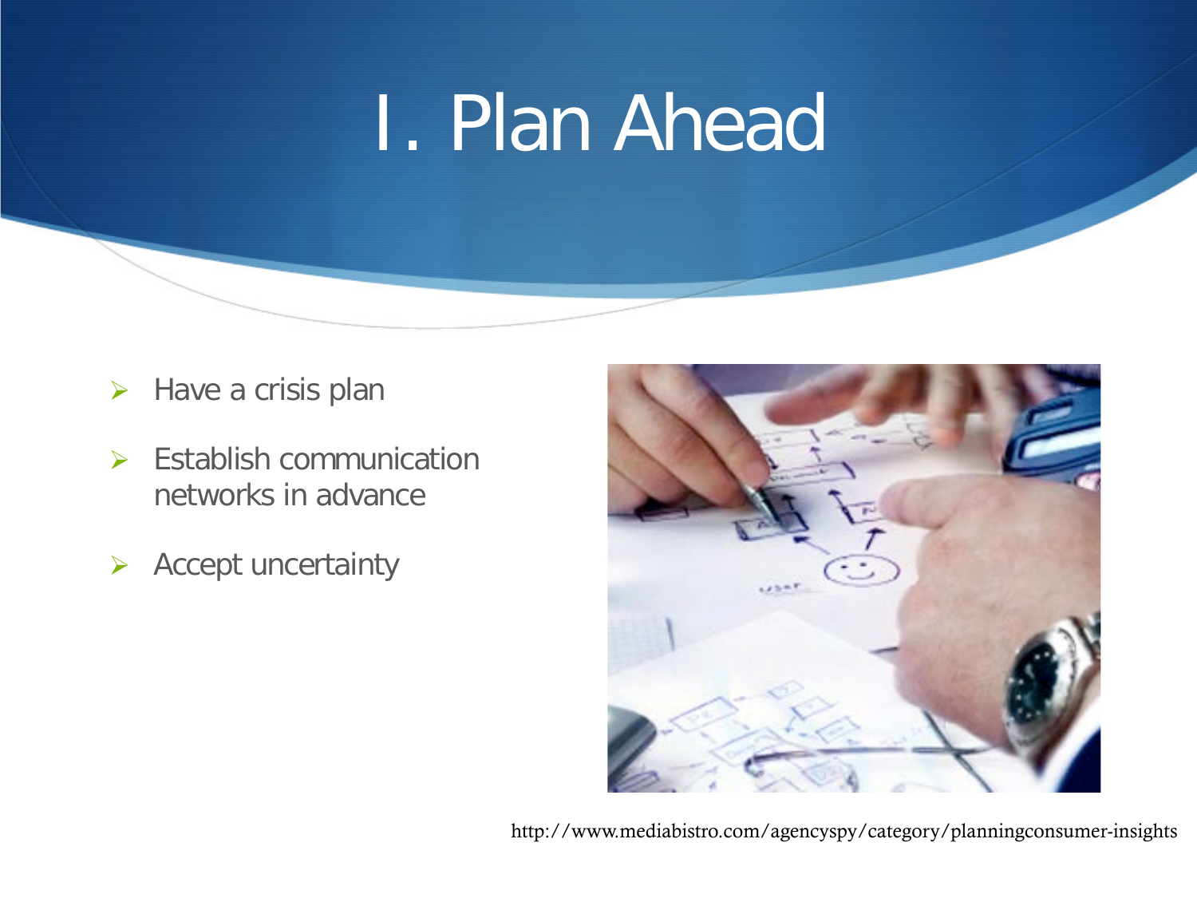# I. Plan Ahead

- Have a crisis plan
- Establish communication networks in advance
- Accept uncertainty

http://www.mediabistro.com/agencyspy/category/planningconsumer-insights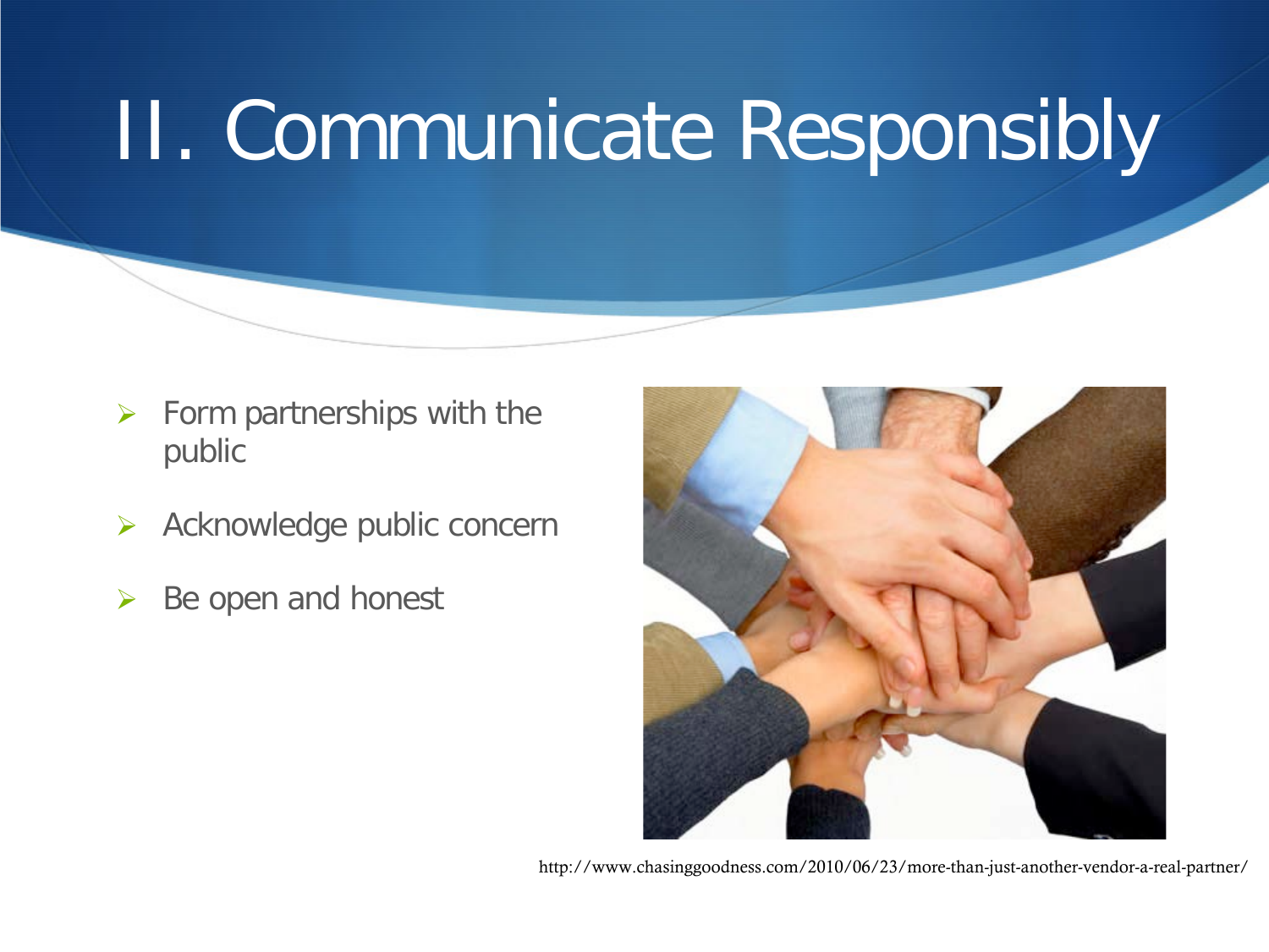# II. Communicate Responsibly

- Form partnerships with the public
- Acknowledge public concern
- Be open and honest

http://www.chasinggoodness.com/2010/06/23/more-than-just-another-vendor-a-real-partner/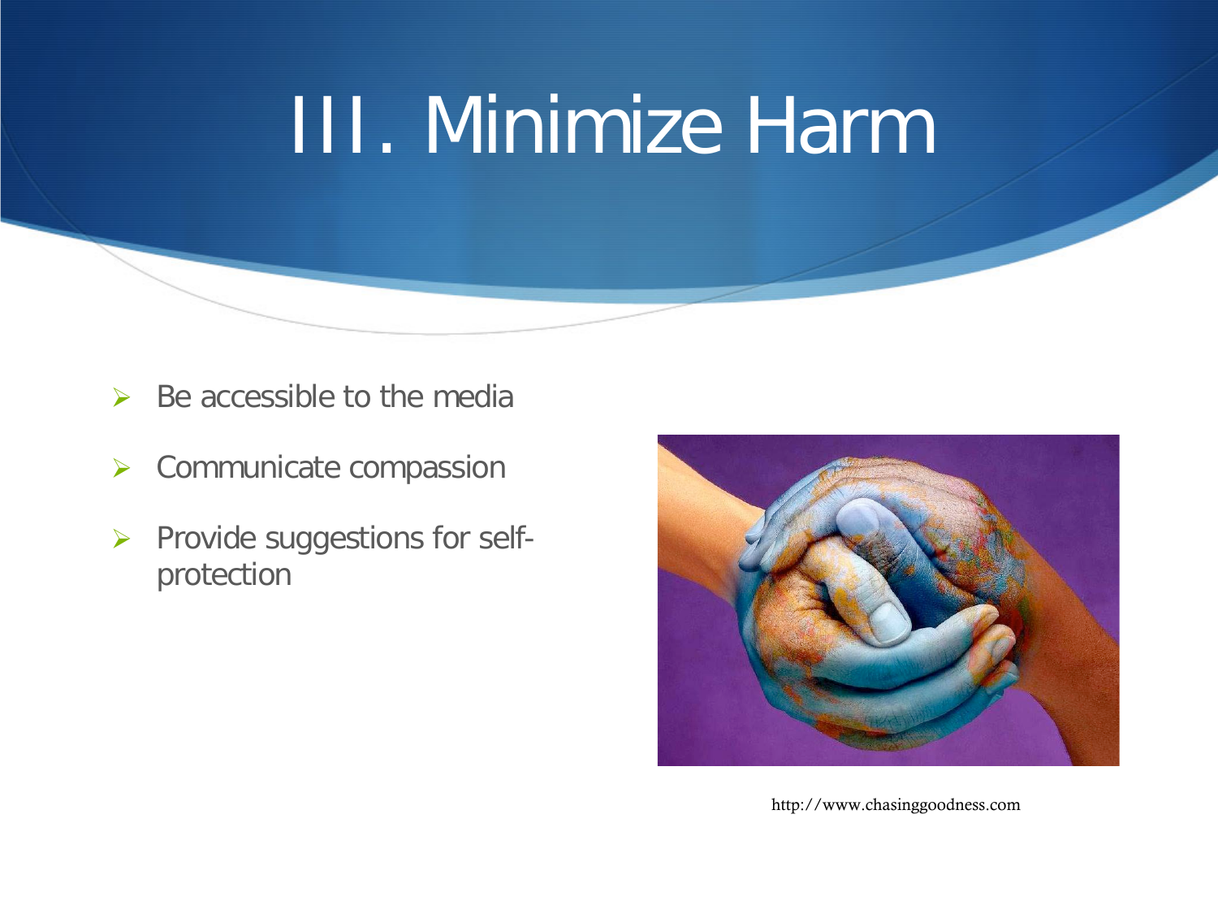# III. Minimize Harm

- Be accessible to the media
- Communicate compassion
- Provide suggestions for self-protection

http://www.chasinggoodness.com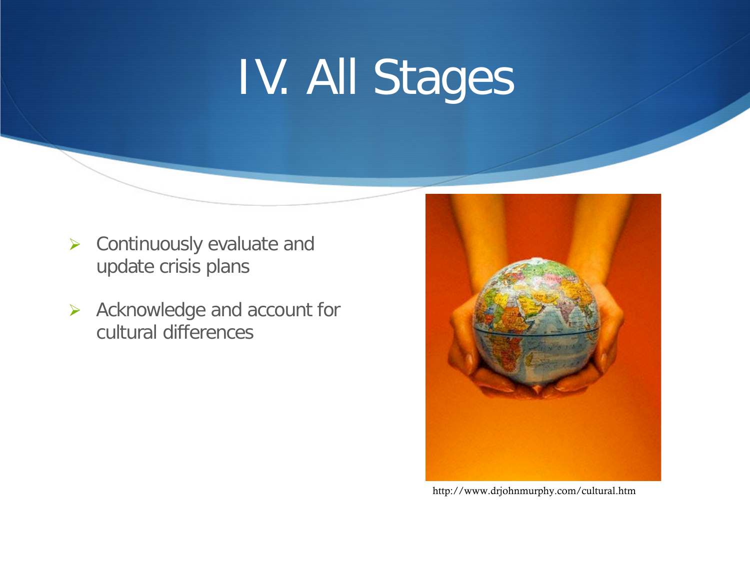# IV. All Stages

- Continuously evaluate and update crisis plans
- Acknowledge and account for cultural differences

http://www.drjohnmurphy.com/cultural.htm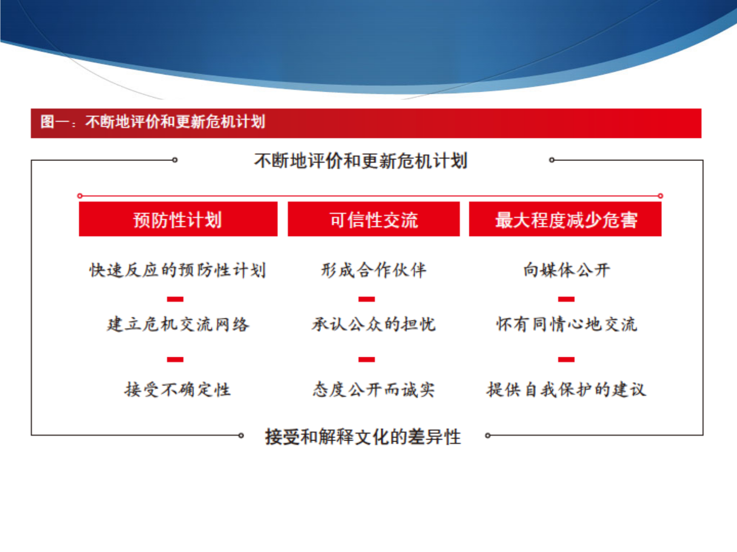图一：不断地评价和更新危机计划

## 不断地评价和更新危机计划

| 预防性计划 | 可信性交流 | 最大程度减少危害 |
| --- | --- | --- |
| 快速反应的预防性计划 | 形成合作伙伴 | 向媒体公开 |
| 建立危机交流网络 | 承认公众的担忧 | 怀有同情心地交流 |
| 接受不确定性 | 态度公开而诚实 | 提供自我保护的建议 |

接受和解释文化的差异性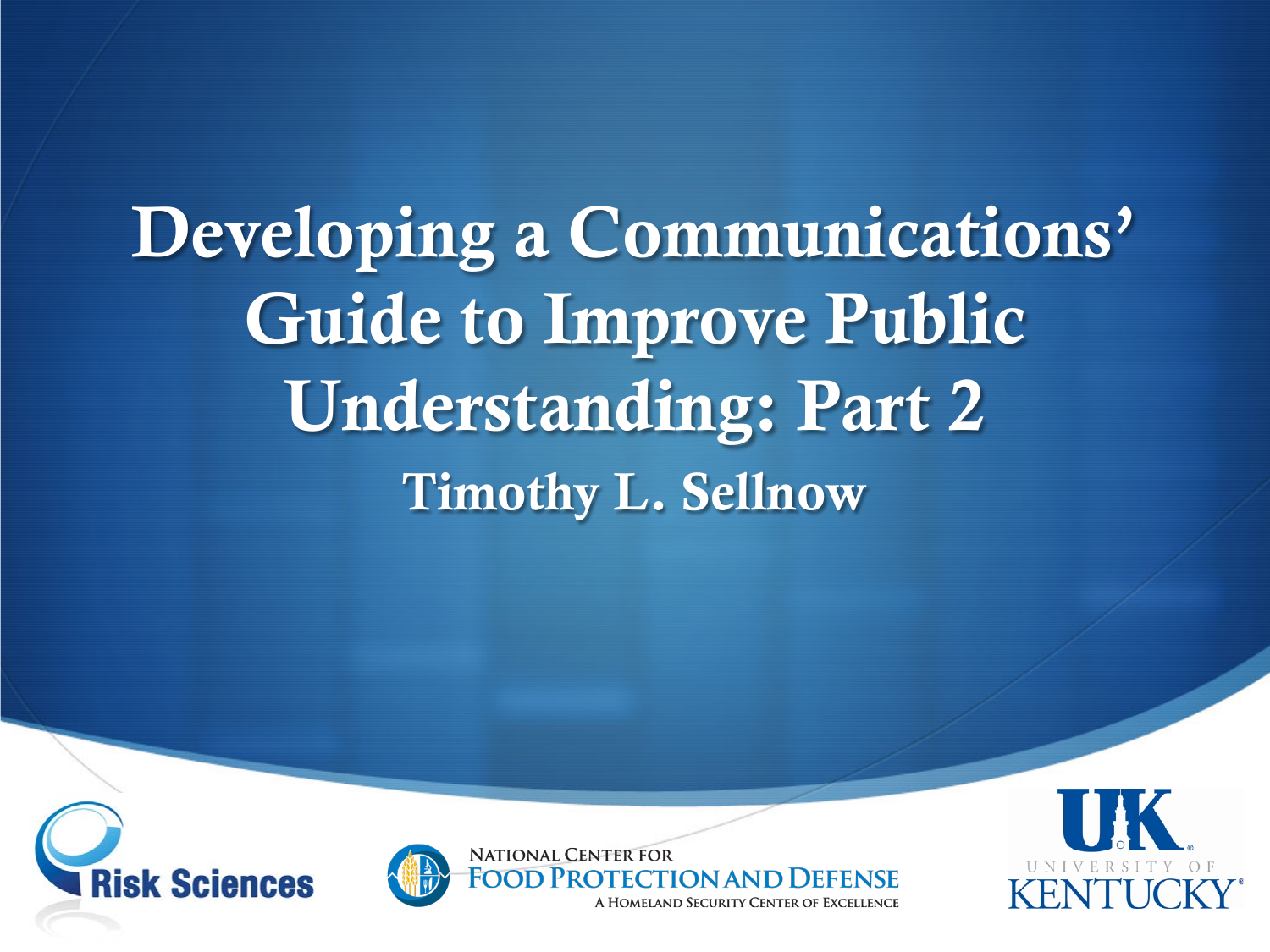# Developing a Communications' Guide to Improve Public Understanding: Part 2

## Timothy L. Sellnow

Risk Sciences

National Center for Food Protection and Defense
A Homeland Security Center of Excellence

UK University of Kentucky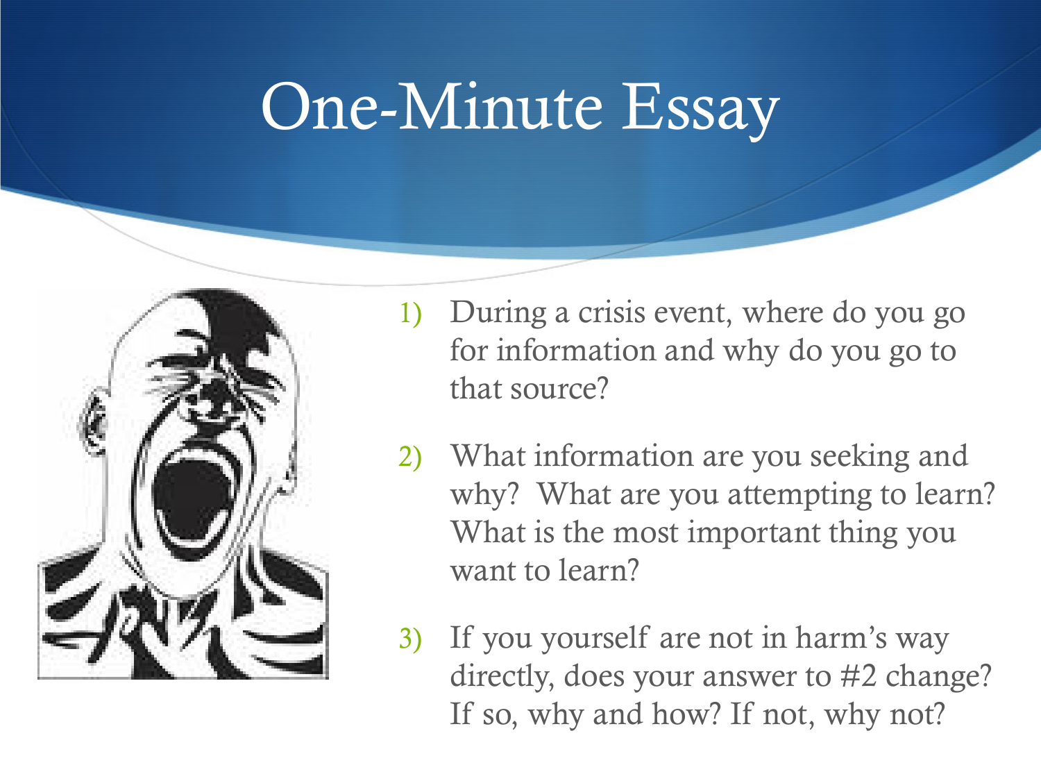# One-Minute Essay

1) During a crisis event, where do you go for information and why do you go to that source?
2) What information are you seeking and why? What are you attempting to learn? What is the most important thing you want to learn?
3) If you yourself are not in harm's way directly, does your answer to #2 change? If so, why and how? If not, why not?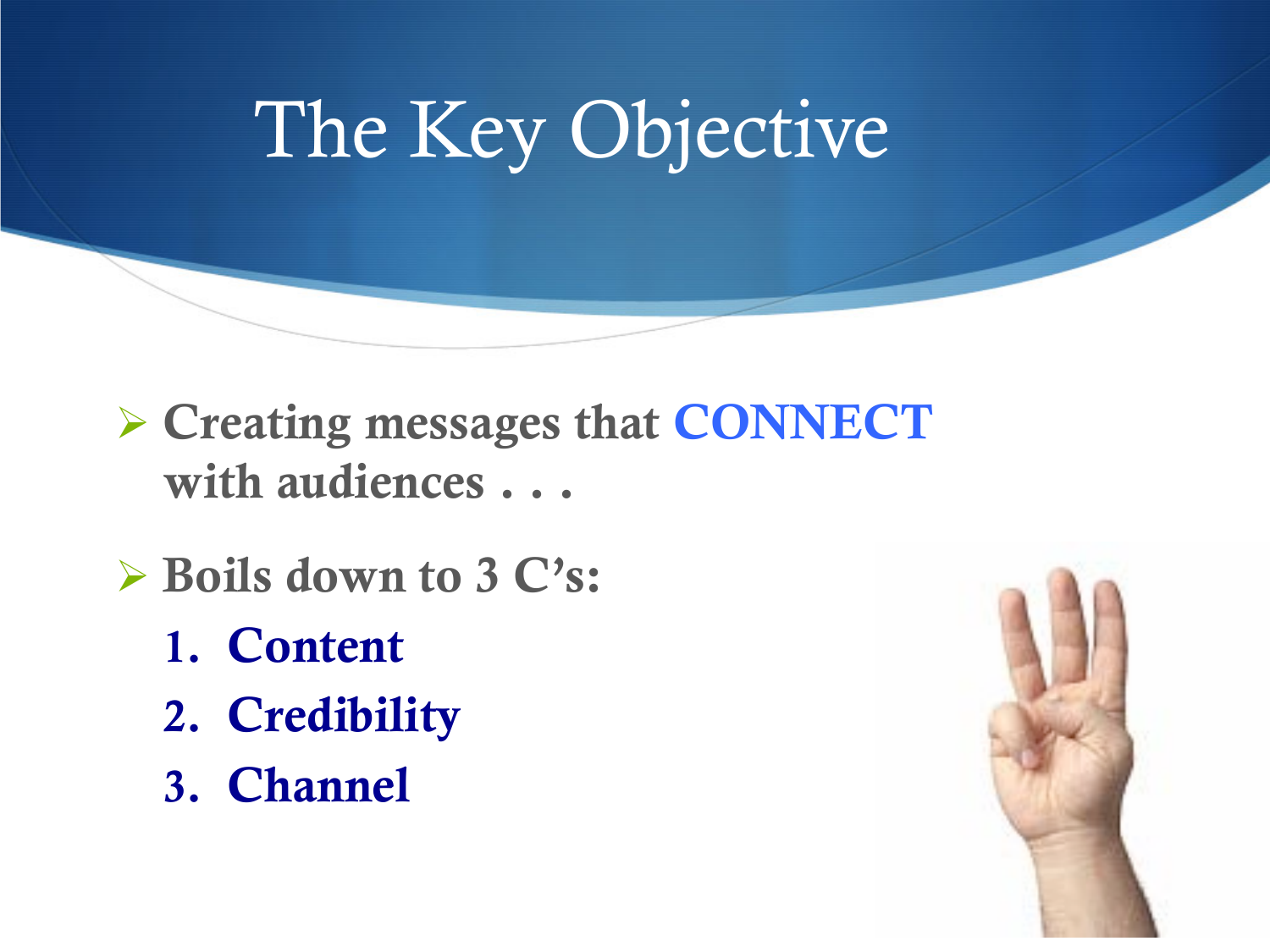# The Key Objective

- **Creating messages that CONNECT with audiences . . .**
- **Boils down to 3 C's:**
  1. **Content**
  2. **Credibility**
  3. **Channel**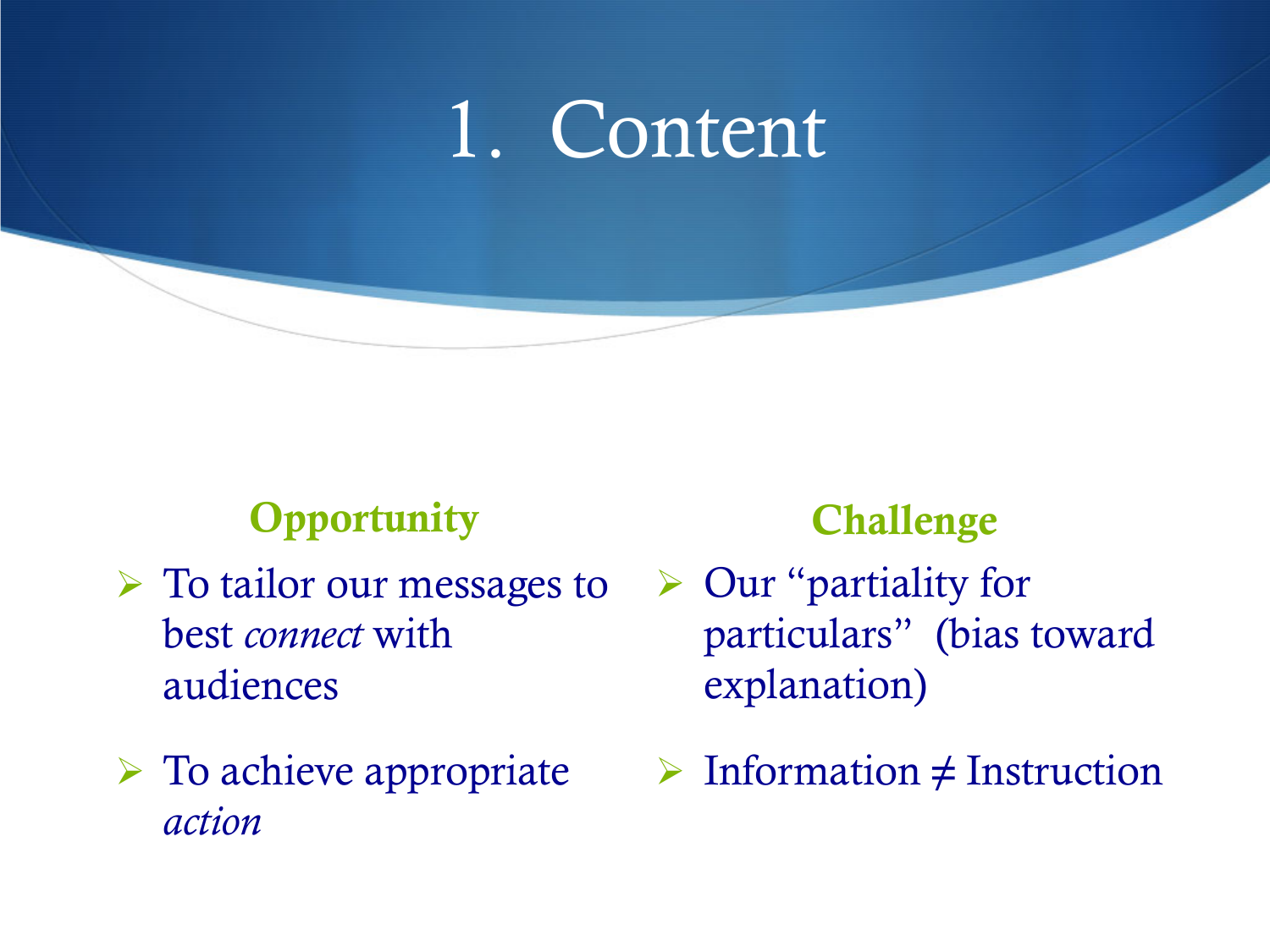# 1. Content

**Opportunity**

- To tailor our messages to best *connect* with audiences
- To achieve appropriate *action*

**Challenge**

- Our "partiality for particulars" (bias toward explanation)
- Information ≠ Instruction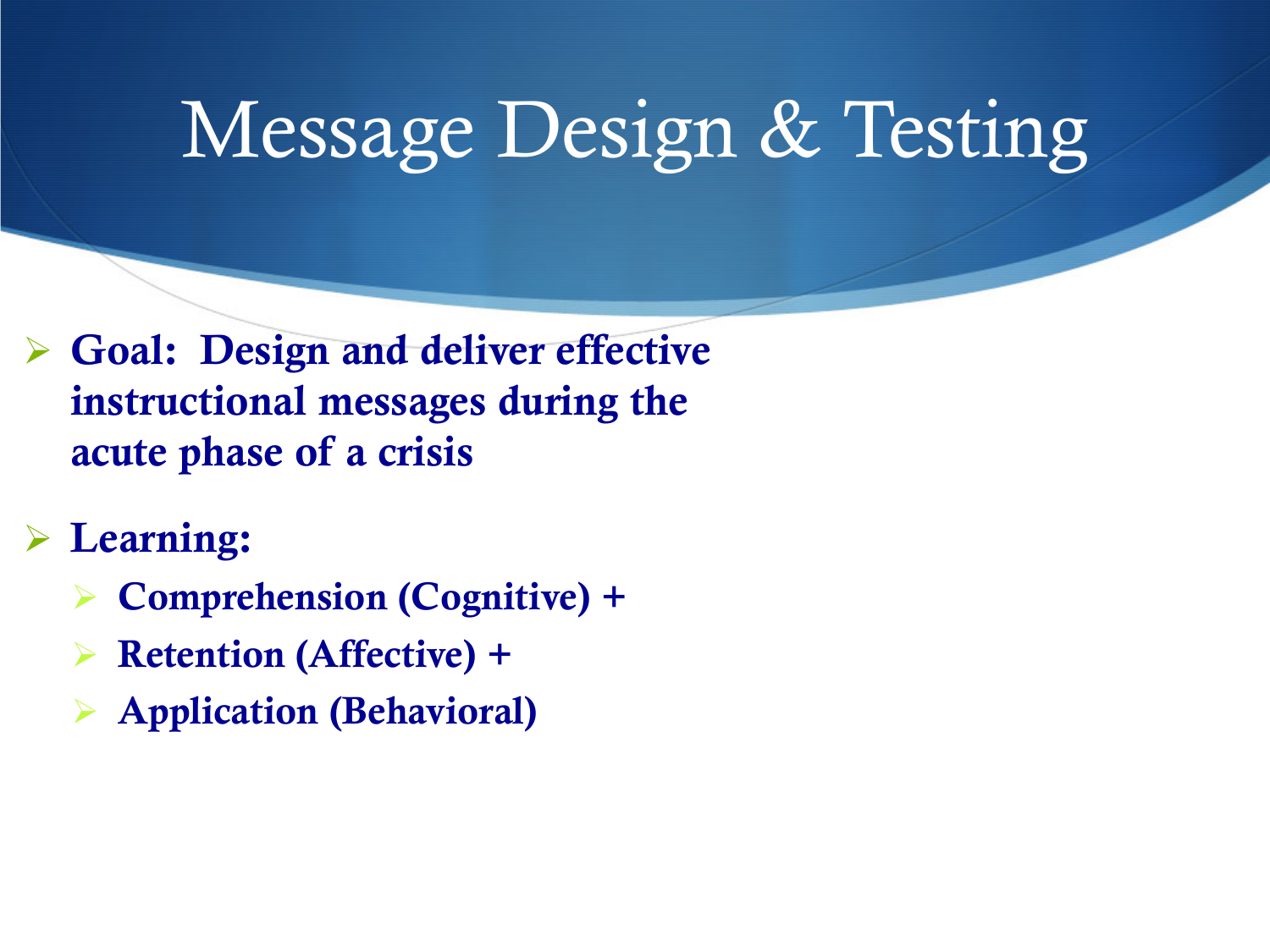# Message Design & Testing

- **Goal: Design and deliver effective instructional messages during the acute phase of a crisis**
- **Learning:**
  - **Comprehension (Cognitive) +**
  - **Retention (Affective) +**
  - **Application (Behavioral)**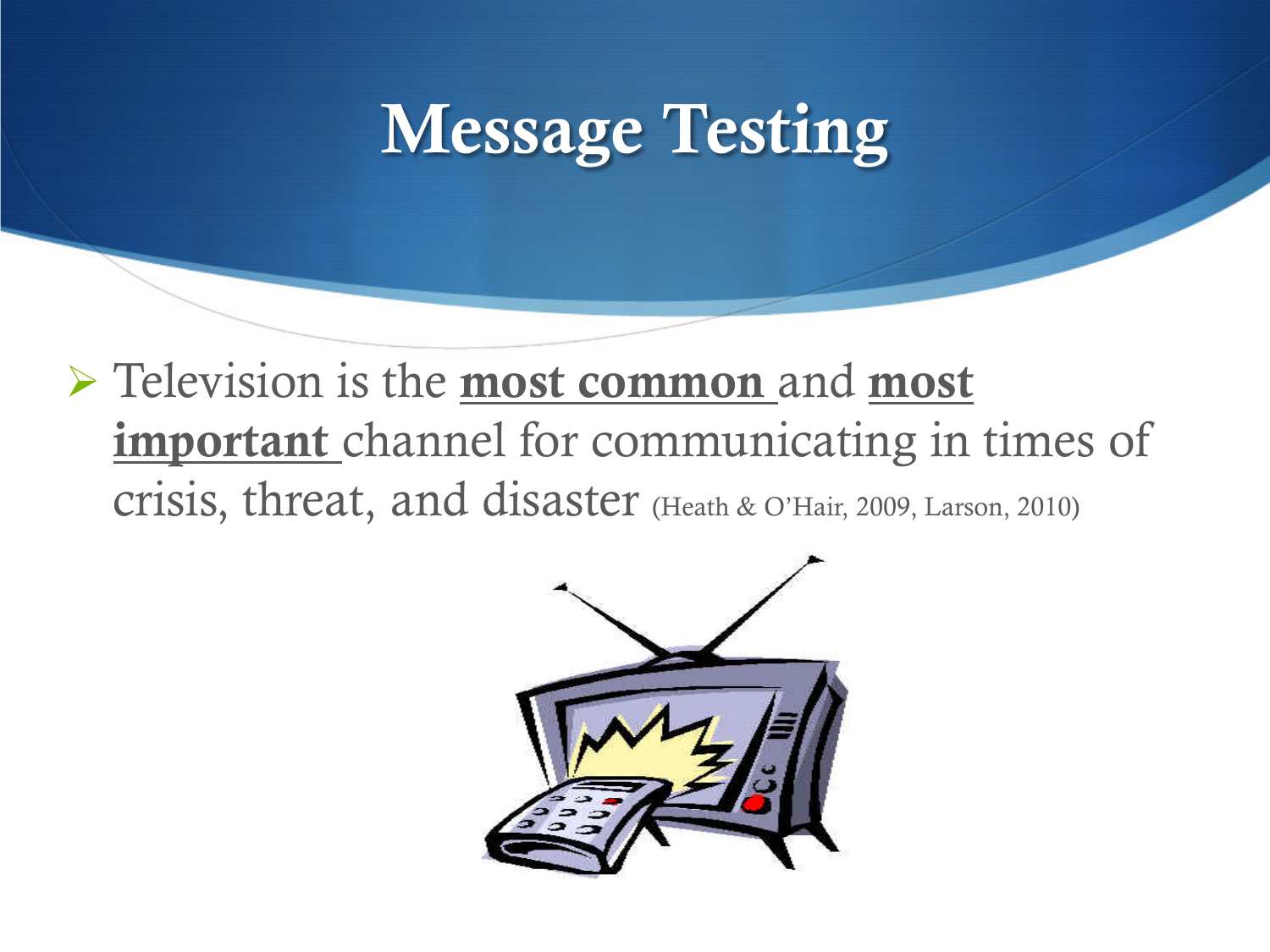# Message Testing

- Television is the **most common** and **most important** channel for communicating in times of crisis, threat, and disaster (Heath & O'Hair, 2009, Larson, 2010)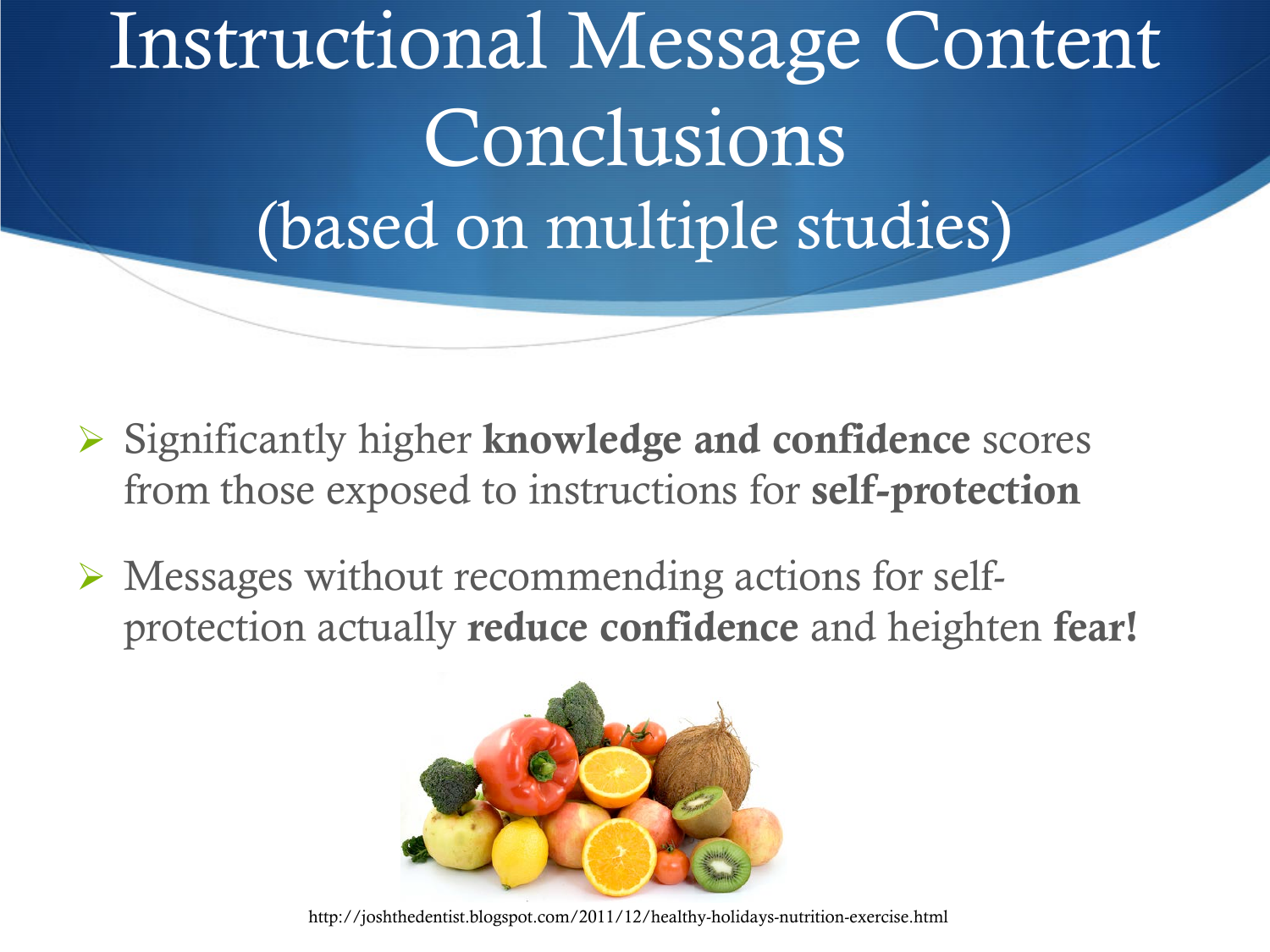# Instructional Message Content Conclusions (based on multiple studies)

- Significantly higher **knowledge and confidence** scores from those exposed to instructions for **self-protection**
- Messages without recommending actions for self-protection actually **reduce confidence** and heighten **fear!**

http://joshthedentist.blogspot.com/2011/12/healthy-holidays-nutrition-exercise.html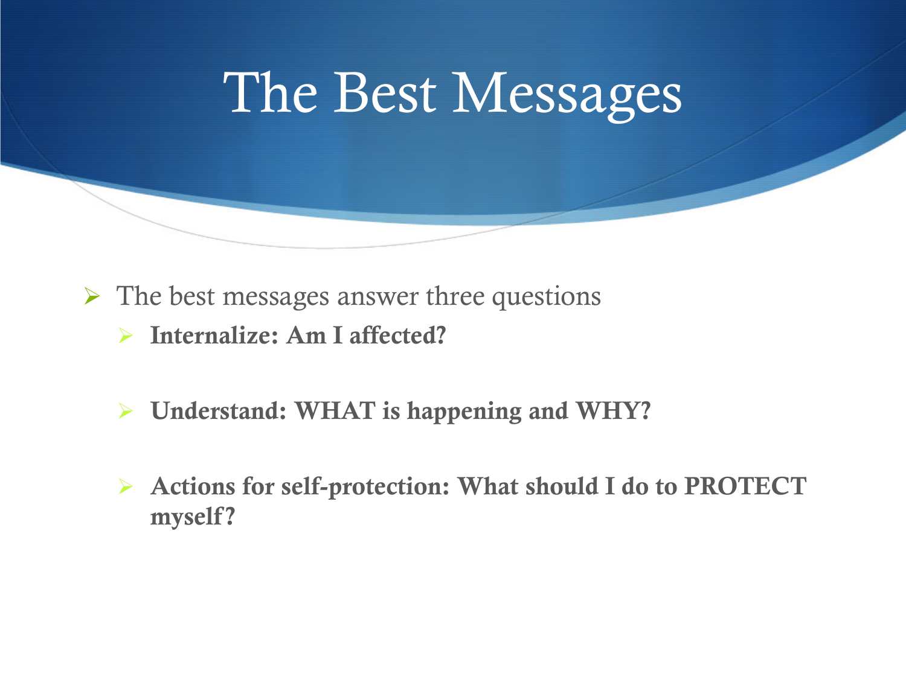# The Best Messages

- The best messages answer three questions
  - **Internalize: Am I affected?**
  - **Understand: WHAT is happening and WHY?**
  - **Actions for self-protection: What should I do to PROTECT myself?**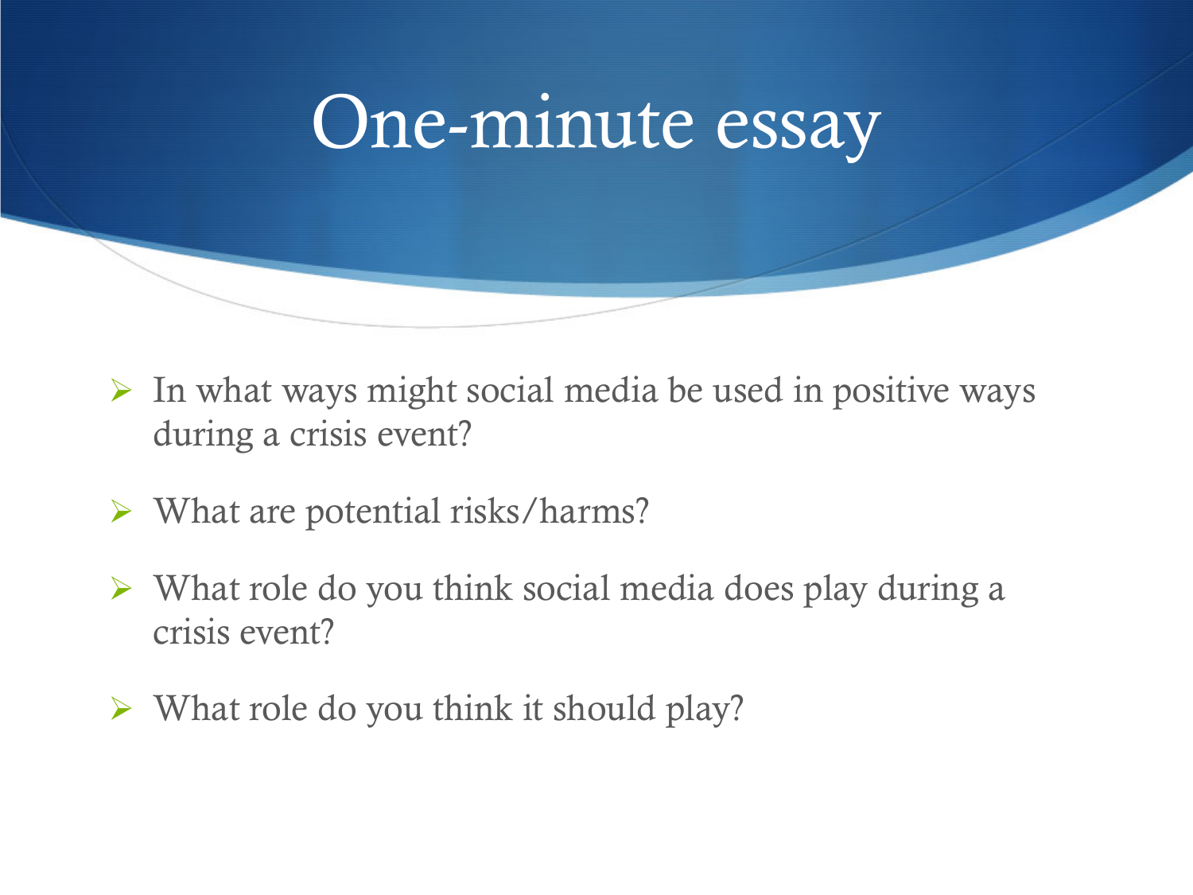# One-minute essay

- In what ways might social media be used in positive ways during a crisis event?
- What are potential risks/harms?
- What role do you think social media does play during a crisis event?
- What role do you think it should play?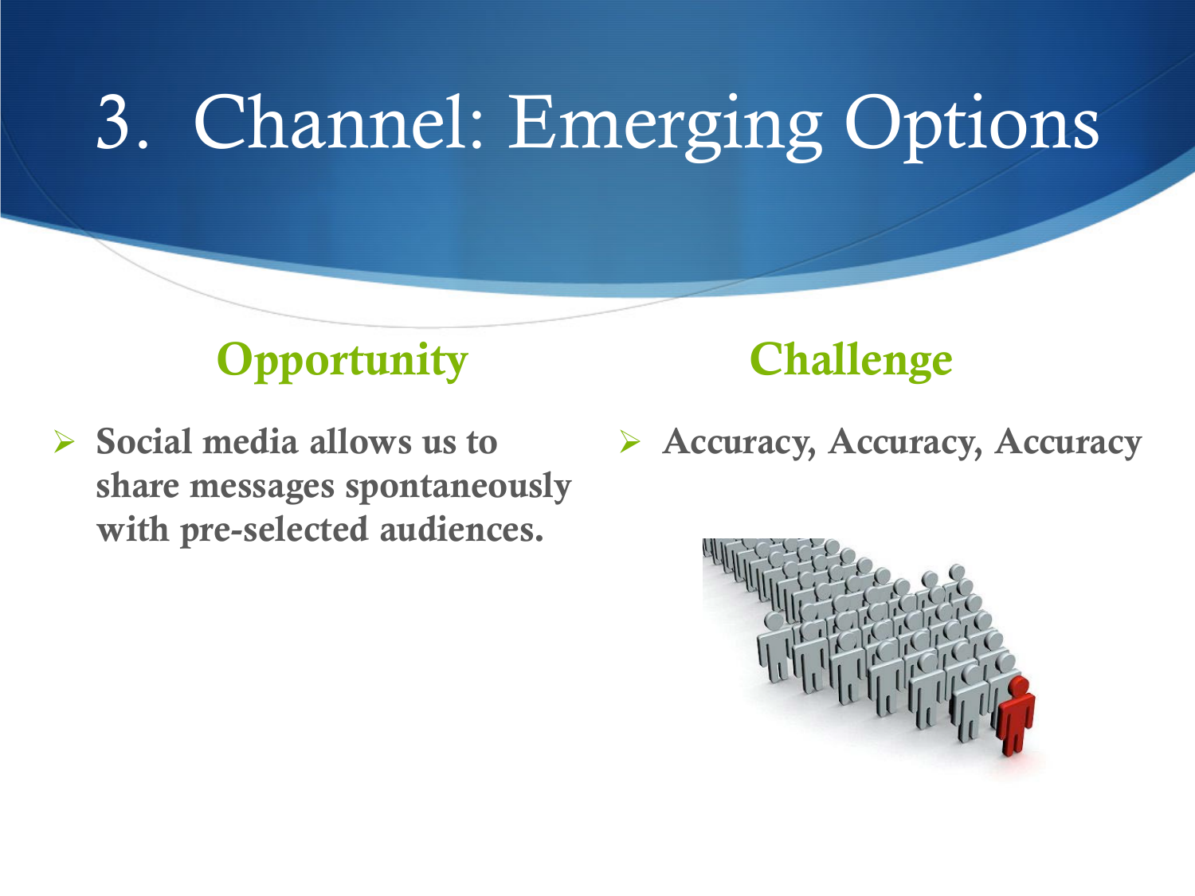# 3. Channel: Emerging Options

## Opportunity

- **Social media allows us to share messages spontaneously with pre-selected audiences.**

## Challenge

- **Accuracy, Accuracy, Accuracy**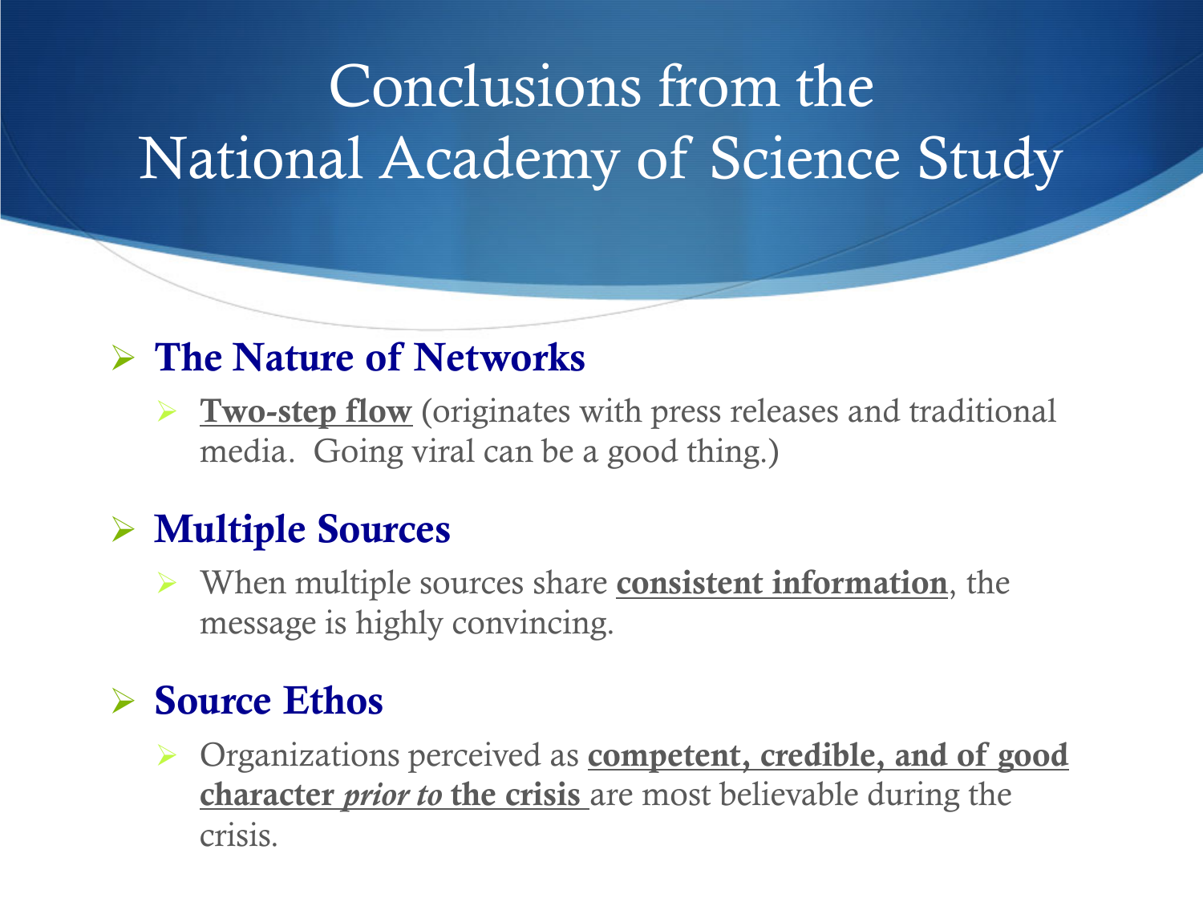# Conclusions from the National Academy of Science Study

- **The Nature of Networks**
  - **Two-step flow** (originates with press releases and traditional media. Going viral can be a good thing.)
- **Multiple Sources**
  - When multiple sources share **consistent information**, the message is highly convincing.
- **Source Ethos**
  - Organizations perceived as **competent, credible, and of good character *prior to* the crisis** are most believable during the crisis.